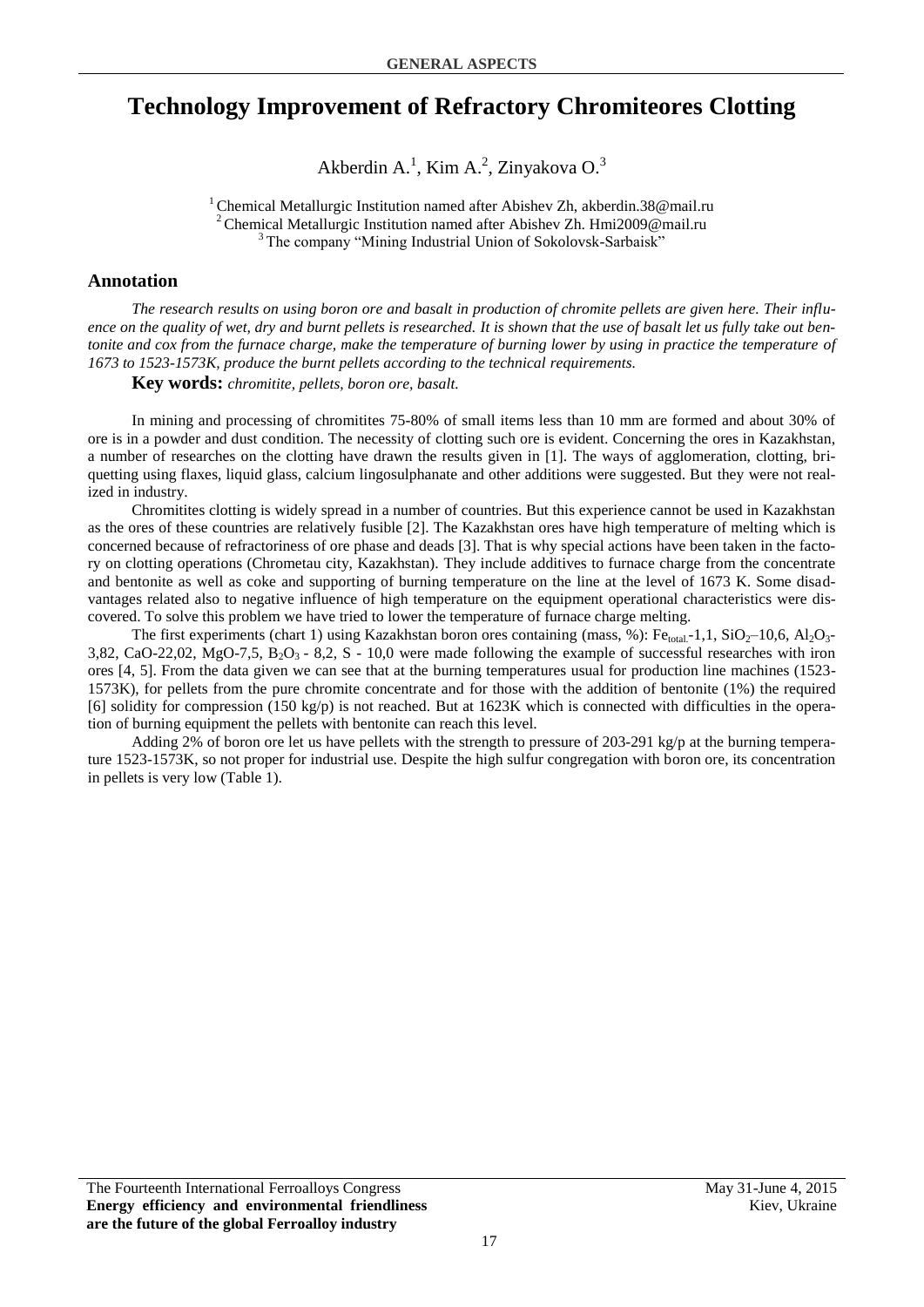# Technology Improvement of Refractory Chromiteores Clotting

Akberdin A.[1], Kim A.[2], Zinyakova O.[3]

[1] Chemical Metallurgic Institution named after Abishev Zh, akberdin.38@mail.ru
[2] Chemical Metallurgic Institution named after Abishev Zh. Hmi2009@mail.ru
[3] The company "Mining Industrial Union of Sokolovsk-Sarbaisk"

## Annotation

*The research results on using boron ore and basalt in production of chromite pellets are given here. Their influence on the quality of wet, dry and burnt pellets is researched. It is shown that the use of basalt let us fully take out bentonite and cox from the furnace charge, make the temperature of burning lower by using in practice the temperature of 1673 to 1523-1573K, produce the burnt pellets according to the technical requirements.*

**Key words:** *chromitite, pellets, boron ore, basalt.*

In mining and processing of chromitites 75-80% of small items less than 10 mm are formed and about 30% of ore is in a powder and dust condition. The necessity of clotting such ore is evident. Concerning the ores in Kazakhstan, a number of researches on the clotting have drawn the results given in [1]. The ways of agglomeration, clotting, briquetting using flaxes, liquid glass, calcium lingosulphanate and other additions were suggested. But they were not realized in industry.

Chromitites clotting is widely spread in a number of countries. But this experience cannot be used in Kazakhstan as the ores of these countries are relatively fusible [2]. The Kazakhstan ores have high temperature of melting which is concerned because of refractoriness of ore phase and deads [3]. That is why special actions have been taken in the factory on clotting operations (Chrometau city, Kazakhstan). They include additives to furnace charge from the concentrate and bentonite as well as coke and supporting of burning temperature on the line at the level of 1673 K. Some disadvantages related also to negative influence of high temperature on the equipment operational characteristics were discovered. To solve this problem we have tried to lower the temperature of furnace charge melting.

The first experiments (chart 1) using Kazakhstan boron ores containing (mass, %): $Fe_{total}$-1,1, $SiO_2$–10,6, $Al_2O_3$-3,82, CaO-22,02, MgO-7,5, $B_2O_3$ - 8,2, S - 10,0 were made following the example of successful researches with iron ores [4, 5]. From the data given we can see that at the burning temperatures usual for production line machines (1523-1573K), for pellets from the pure chromite concentrate and for those with the addition of bentonite (1%) the required [6] solidity for compression (150 kg/p) is not reached. But at 1623K which is connected with difficulties in the operation of burning equipment the pellets with bentonite can reach this level.

Adding 2% of boron ore let us have pellets with the strength to pressure of 203-291 kg/p at the burning temperature 1523-1573K, so not proper for industrial use. Despite the high sulfur congregation with boron ore, its concentration in pellets is very low (Table 1).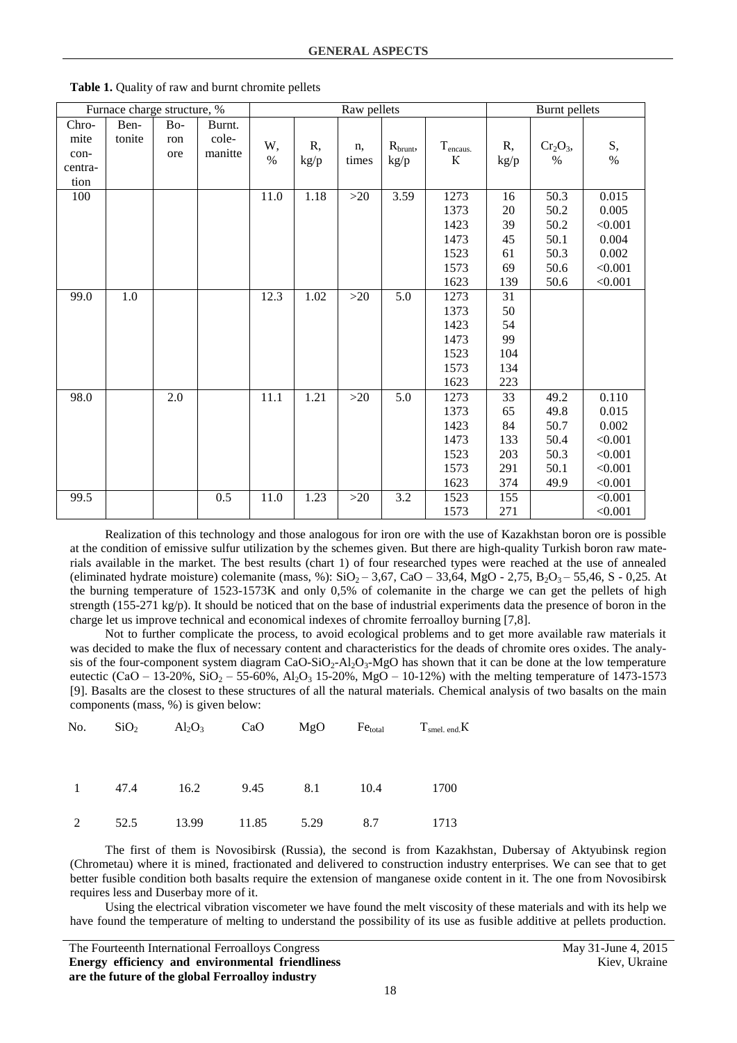**Table 1.** Quality of raw and burnt chromite pellets

| Furnace charge structure, % | | | | Raw pellets | | | | | Burnt pellets | | |
|---|---|---|---|---|---|---|---|---|---|---|---|
| Chromite concentration | Bentonite | Boron ore | Burnt. colemanitte | W, % | R, kg/p | n, times | $R_{brunt}$, kg/p | $T_{encaus.}$ K | R, kg/p | $Cr_2O_3$, % | S, % |
| 100 | | | | 11.0 | 1.18 | >20 | 3.59 | 1273 | 16 | 50.3 | 0.015 |
| | | | | | | | | 1373 | 20 | 50.2 | 0.005 |
| | | | | | | | | 1423 | 39 | 50.2 | <0.001 |
| | | | | | | | | 1473 | 45 | 50.1 | 0.004 |
| | | | | | | | | 1523 | 61 | 50.3 | 0.002 |
| | | | | | | | | 1573 | 69 | 50.6 | <0.001 |
| | | | | | | | | 1623 | 139 | 50.6 | <0.001 |
| 99.0 | 1.0 | | | 12.3 | 1.02 | >20 | 5.0 | 1273 | 31 | | |
| | | | | | | | | 1373 | 50 | | |
| | | | | | | | | 1423 | 54 | | |
| | | | | | | | | 1473 | 99 | | |
| | | | | | | | | 1523 | 104 | | |
| | | | | | | | | 1573 | 134 | | |
| | | | | | | | | 1623 | 223 | | |
| 98.0 | | 2.0 | | 11.1 | 1.21 | >20 | 5.0 | 1273 | 33 | 49.2 | 0.110 |
| | | | | | | | | 1373 | 65 | 49.8 | 0.015 |
| | | | | | | | | 1423 | 84 | 50.7 | 0.002 |
| | | | | | | | | 1473 | 133 | 50.4 | <0.001 |
| | | | | | | | | 1523 | 203 | 50.3 | <0.001 |
| | | | | | | | | 1573 | 291 | 50.1 | <0.001 |
| | | | | | | | | 1623 | 374 | 49.9 | <0.001 |
| 99.5 | | | 0.5 | 11.0 | 1.23 | >20 | 3.2 | 1523 | 155 | | <0.001 |
| | | | | | | | | 1573 | 271 | | <0.001 |

Realization of this technology and those analogous for iron ore with the use of Kazakhstan boron ore is possible at the condition of emissive sulfur utilization by the schemes given. But there are high-quality Turkish boron raw materials available in the market. The best results (chart 1) of four researched types were reached at the use of annealed (eliminated hydrate moisture) colemanite (mass, %): $SiO_2$ – 3,67, CaO – 33,64, MgO - 2,75, $B_2O_3$ – 55,46, S - 0,25. At the burning temperature of 1523-1573K and only 0,5% of colemanite in the charge we can get the pellets of high strength (155-271 kg/p). It should be noticed that on the base of industrial experiments data the presence of boron in the charge let us improve technical and economical indexes of chromite ferroalloy burning [7,8].

Not to further complicate the process, to avoid ecological problems and to get more available raw materials it was decided to make the flux of necessary content and characteristics for the deads of chromite ores oxides. The analysis of the four-component system diagram $CaO$-$SiO_2$-$Al_2O_3$-MgO has shown that it can be done at the low temperature eutectic (CaO – 13-20%, $SiO_2$ – 55-60%, $Al_2O_3$ 15-20%, MgO – 10-12%) with the melting temperature of 1473-1573 [9]. Basalts are the closest to these structures of all the natural materials. Chemical analysis of two basalts on the main components (mass, %) is given below:

| No. | $SiO_2$ | $Al_2O_3$ | CaO | MgO | $Fe_{total}$ | $T_{smel.\ end.}$K |
|---|---|---|---|---|---|---|
| 1 | 47.4 | 16.2 | 9.45 | 8.1 | 10.4 | 1700 |
| 2 | 52.5 | 13.99 | 11.85 | 5.29 | 8.7 | 1713 |

The first of them is Novosibirsk (Russia), the second is from Kazakhstan, Dubersay of Aktyubinsk region (Chrometau) where it is mined, fractionated and delivered to construction industry enterprises. We can see that to get better fusible condition both basalts require the extension of manganese oxide content in it. The one from Novosibirsk requires less and Duserbay more of it.

Using the electrical vibration viscometer we have found the melt viscosity of these materials and with its help we have found the temperature of melting to understand the possibility of its use as fusible additive at pellets production.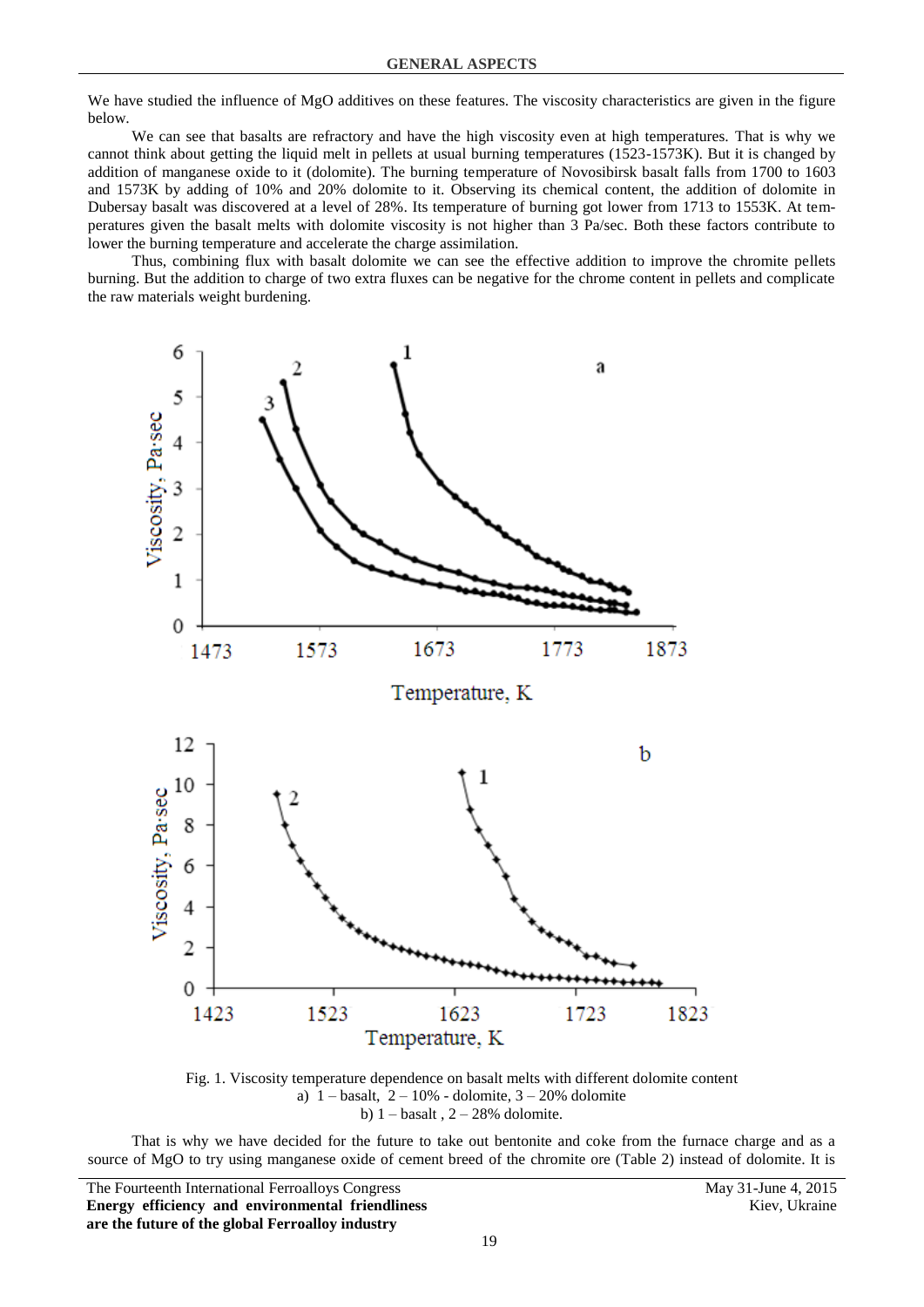We have studied the influence of MgO additives on these features. The viscosity characteristics are given in the figure below.

We can see that basalts are refractory and have the high viscosity even at high temperatures. That is why we cannot think about getting the liquid melt in pellets at usual burning temperatures (1523-1573K). But it is changed by addition of manganese oxide to it (dolomite). The burning temperature of Novosibirsk basalt falls from 1700 to 1603 and 1573K by adding of 10% and 20% dolomite to it. Observing its chemical content, the addition of dolomite in Dubersay basalt was discovered at a level of 28%. Its temperature of burning got lower from 1713 to 1553K. At temperatures given the basalt melts with dolomite viscosity is not higher than 3 Pa/sec. Both these factors contribute to lower the burning temperature and accelerate the charge assimilation.

Thus, combining flux with basalt dolomite we can see the effective addition to improve the chromite pellets burning. But the addition to charge of two extra fluxes can be negative for the chrome content in pellets and complicate the raw materials weight burdening.

Fig. 1. Viscosity temperature dependence on basalt melts with different dolomite content
a) 1 – basalt, 2 – 10% - dolomite, 3 – 20% dolomite
b) 1 – basalt , 2 – 28% dolomite.

That is why we have decided for the future to take out bentonite and coke from the furnace charge and as a source of MgO to try using manganese oxide of cement breed of the chromite ore (Table 2) instead of dolomite. It is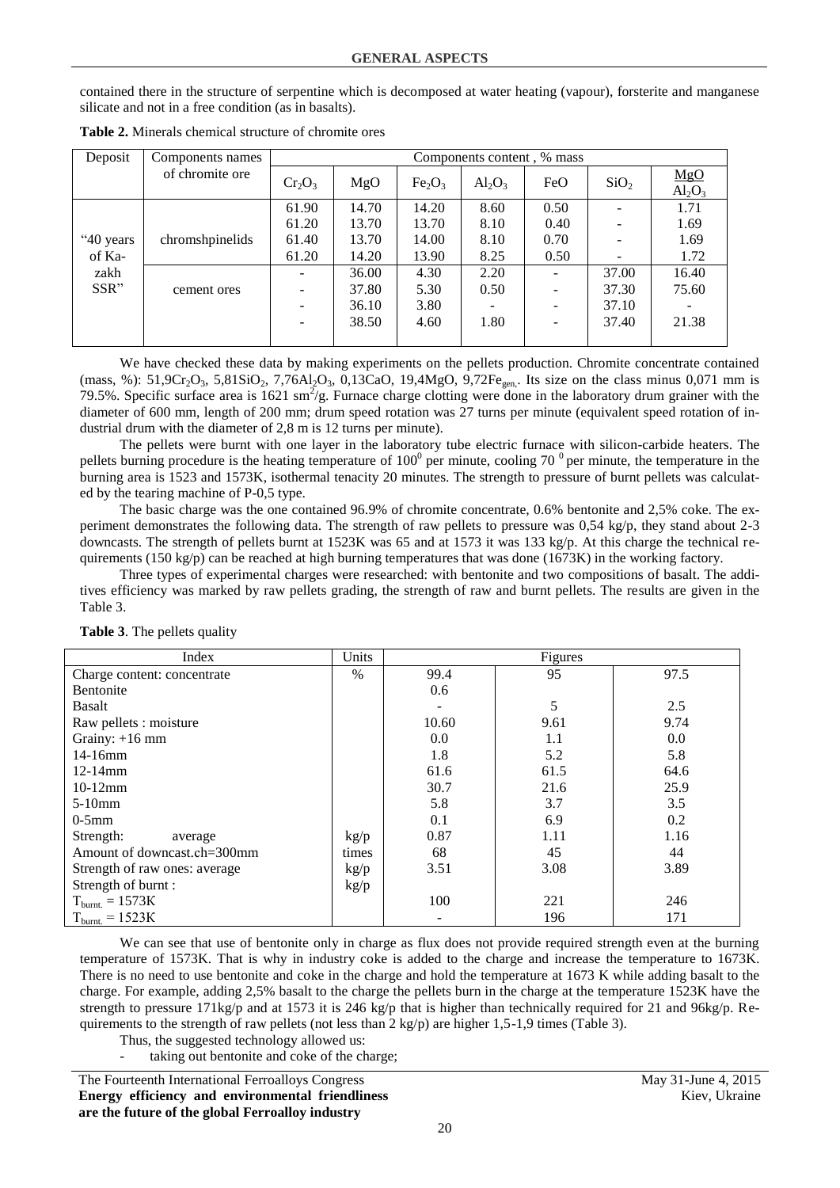contained there in the structure of serpentine which is decomposed at water heating (vapour), forsterite and manganese silicate and not in a free condition (as in basalts).

**Table 2.** Minerals chemical structure of chromite ores

| Deposit | Components names of chromite ore | Components content , % mass | | | | | | |
|---|---|---|---|---|---|---|---|---|
| | | $Cr_2O_3$ | MgO | $Fe_2O_3$ | $Al_2O_3$ | FeO | $SiO_2$ | $\frac{MgO}{Al_2O_3}$ |
| "40 years of Kazakh SSR" | chromshpinelids | 61.90 | 14.70 | 14.20 | 8.60 | 0.50 | - | 1.71 |
| | | 61.20 | 13.70 | 13.70 | 8.10 | 0.40 | - | 1.69 |
| | | 61.40 | 13.70 | 14.00 | 8.10 | 0.70 | - | 1.69 |
| | | 61.20 | 14.20 | 13.90 | 8.25 | 0.50 | - | 1.72 |
| | cement ores | - | 36.00 | 4.30 | 2.20 | - | 37.00 | 16.40 |
| | | - | 37.80 | 5.30 | 0.50 | - | 37.30 | 75.60 |
| | | - | 36.10 | 3.80 | - | - | 37.10 | - |
| | | - | 38.50 | 4.60 | 1.80 | - | 37.40 | 21.38 |

We have checked these data by making experiments on the pellets production. Chromite concentrate contained (mass, %): 51,9$Cr_2O_3$, 5,81$SiO_2$, 7,76$Al_2O_3$, 0,13CaO, 19,4MgO, 9,72$Fe_{gen.}$. Its size on the class minus 0,071 mm is 79.5%. Specific surface area is 1621 $sm^2$/g. Furnace charge clotting were done in the laboratory drum grainer with the diameter of 600 mm, length of 200 mm; drum speed rotation was 27 turns per minute (equivalent speed rotation of industrial drum with the diameter of 2,8 m is 12 turns per minute).

The pellets were burnt with one layer in the laboratory tube electric furnace with silicon-carbide heaters. The pellets burning procedure is the heating temperature of $100^0$ per minute, cooling 70 $^0$ per minute, the temperature in the burning area is 1523 and 1573K, isothermal tenacity 20 minutes. The strength to pressure of burnt pellets was calculated by the tearing machine of P-0,5 type.

The basic charge was the one contained 96.9% of chromite concentrate, 0.6% bentonite and 2,5% coke. The experiment demonstrates the following data. The strength of raw pellets to pressure was 0,54 kg/p, they stand about 2-3 downcasts. The strength of pellets burnt at 1523K was 65 and at 1573 it was 133 kg/p. At this charge the technical requirements (150 kg/p) can be reached at high burning temperatures that was done (1673K) in the working factory.

Three types of experimental charges were researched: with bentonite and two compositions of basalt. The additives efficiency was marked by raw pellets grading, the strength of raw and burnt pellets. The results are given in the Table 3.

**Table 3**. The pellets quality

| Index | Units | Figures | | |
|---|---|---|---|---|
| Charge content: concentrate | % | 99.4 | 95 | 97.5 |
| Bentonite | | 0.6 | | |
| Basalt | | - | 5 | 2.5 |
| Raw pellets : moisture | | 10.60 | 9.61 | 9.74 |
| Grainy: +16 mm | | 0.0 | 1.1 | 0.0 |
| 14-16mm | | 1.8 | 5.2 | 5.8 |
| 12-14mm | | 61.6 | 61.5 | 64.6 |
| 10-12mm | | 30.7 | 21.6 | 25.9 |
| 5-10mm | | 5.8 | 3.7 | 3.5 |
| 0-5mm | | 0.1 | 6.9 | 0.2 |
| Strength: average | kg/p | 0.87 | 1.11 | 1.16 |
| Amount of downcast.ch=300mm | times | 68 | 45 | 44 |
| Strength of raw ones: average | kg/p | 3.51 | 3.08 | 3.89 |
| Strength of burnt : | kg/p | | | |
| $T_{burnt.}$ = 1573K | | 100 | 221 | 246 |
| $T_{burnt.}$ = 1523K | | - | 196 | 171 |

We can see that use of bentonite only in charge as flux does not provide required strength even at the burning temperature of 1573K. That is why in industry coke is added to the charge and increase the temperature to 1673K. There is no need to use bentonite and coke in the charge and hold the temperature at 1673 K while adding basalt to the charge. For example, adding 2,5% basalt to the charge the pellets burn in the charge at the temperature 1523K have the strength to pressure 171kg/p and at 1573 it is 246 kg/p that is higher than technically required for 21 and 96kg/p. Requirements to the strength of raw pellets (not less than 2 kg/p) are higher 1,5-1,9 times (Table 3).

Thus, the suggested technology allowed us:

- taking out bentonite and coke of the charge;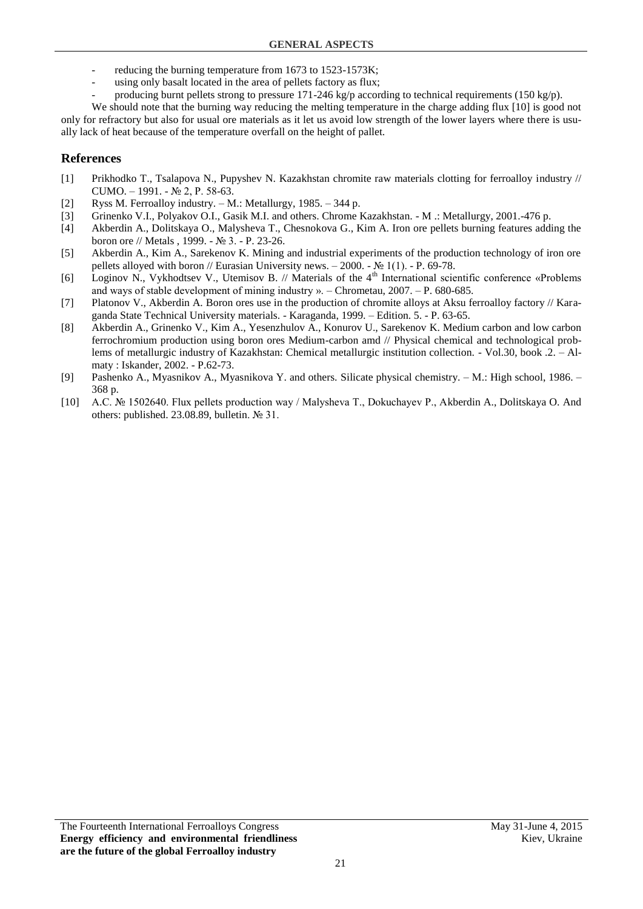- reducing the burning temperature from 1673 to 1523-1573K;
- using only basalt located in the area of pellets factory as flux;
- producing burnt pellets strong to pressure 171-246 kg/p according to technical requirements (150 kg/p).

We should note that the burning way reducing the melting temperature in the charge adding flux [10] is good not only for refractory but also for usual ore materials as it let us avoid low strength of the lower layers where there is usually lack of heat because of the temperature overfall on the height of pallet.

## References

[1] Prikhodko T., Tsalapova N., Pupyshev N. Kazakhstan chromite raw materials clotting for ferroalloy industry // CUMO. – 1991. - № 2, P. 58-63.

[2] Ryss M. Ferroalloy industry. – M.: Metallurgy, 1985. – 344 p.

[3] Grinenko V.I., Polyakov O.I., Gasik M.I. and others. Chrome Kazakhstan. - M .: Metallurgy, 2001.-476 p.

[4] Akberdin A., Dolitskaya O., Malysheva T., Chesnokova G., Kim A. Iron ore pellets burning features adding the boron ore // Metals , 1999. - № 3. - P. 23-26.

[5] Akberdin A., Kim A., Sarekenov K. Mining and industrial experiments of the production technology of iron ore pellets alloyed with boron // Eurasian University news. – 2000. - № 1(1). - P. 69-78.

[6] Loginov N., Vykhodtsev V., Utemisov B. // Materials of the 4th International scientific conference «Problems and ways of stable development of mining industry ». – Chrometau, 2007. – P. 680-685.

[7] Platonov V., Akberdin A. Boron ores use in the production of chromite alloys at Aksu ferroalloy factory // Karaganda State Technical University materials. - Karaganda, 1999. – Edition. 5. - P. 63-65.

[8] Akberdin A., Grinenko V., Kim A., Yesenzhulov A., Konurov U., Sarekenov K. Medium carbon and low carbon ferrochromium production using boron ores Medium-carbon amd // Physical chemical and technological problems of metallurgic industry of Kazakhstan: Chemical metallurgic institution collection. - Vol.30, book .2. – Almaty : Iskander, 2002. - P.62-73.

[9] Pashenko A., Myasnikov A., Myasnikova Y. and others. Silicate physical chemistry. – M.: High school, 1986. – 368 p.

[10] A.C. № 1502640. Flux pellets production way / Malysheva T., Dokuchayev P., Akberdin A., Dolitskaya O. And others: published. 23.08.89, bulletin. № 31.